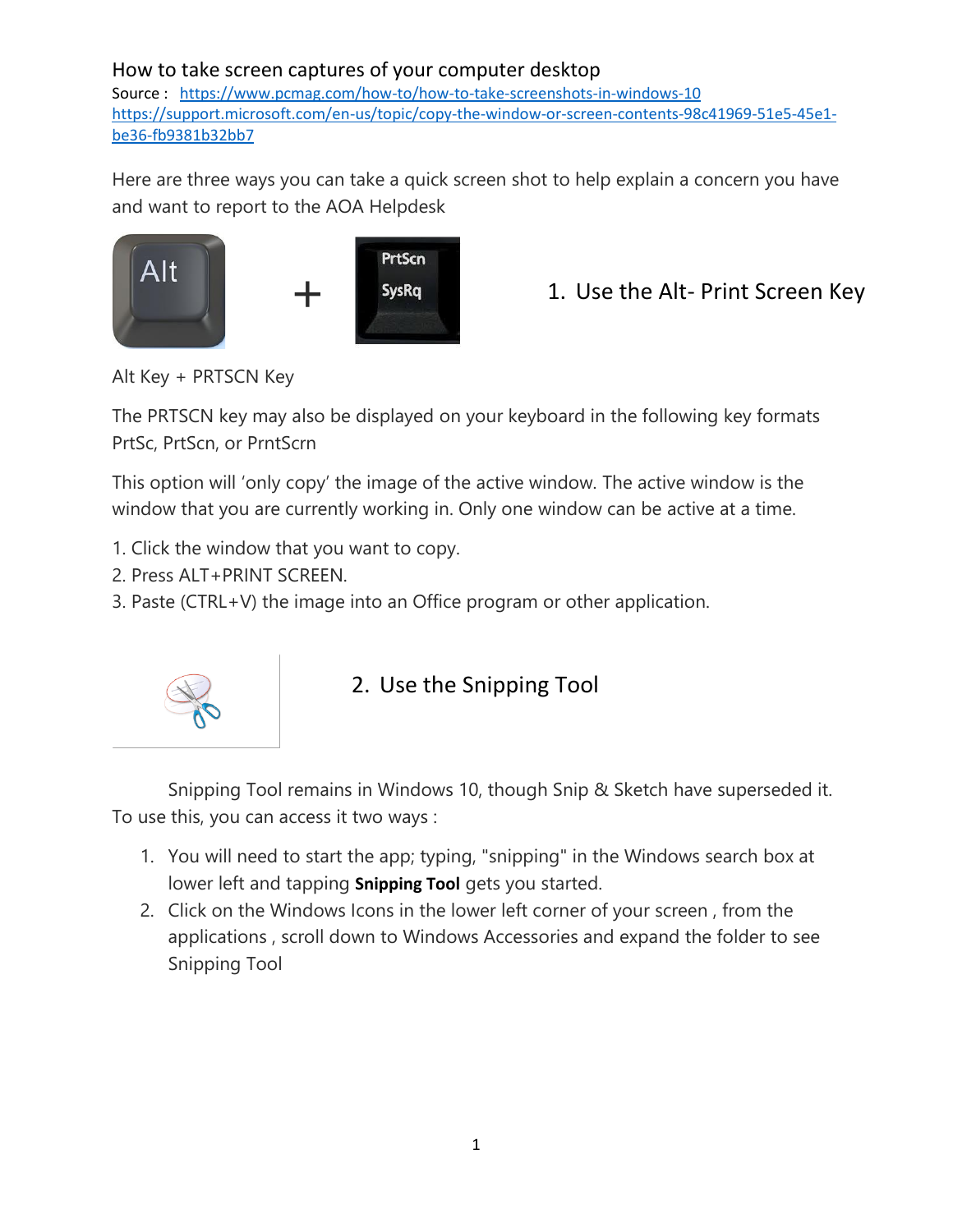# How to take screen captures of your computer desktop

Source : https://www.pcmag.com/how-to/how-to-take-screenshots-in-windows-10
https://support.microsoft.com/en-us/topic/copy-the-window-or-screen-contents-98c41969-51e5-45e1-be36-fb9381b32bb7

Here are three ways you can take a quick screen shot to help explain a concern you have and want to report to the AOA Helpdesk

## 1. Use the Alt- Print Screen Key

Alt Key + PRTSCN Key

The PRTSCN key may also be displayed on your keyboard in the following key formats PrtSc, PrtScn, or PrntScrn

This option will 'only copy' the image of the active window. The active window is the window that you are currently working in. Only one window can be active at a time.

1. Click the window that you want to copy.
2. Press ALT+PRINT SCREEN.
3. Paste (CTRL+V) the image into an Office program or other application.

## 2. Use the Snipping Tool

Snipping Tool remains in Windows 10, though Snip & Sketch have superseded it. To use this, you can access it two ways :

1. You will need to start the app; typing, "snipping" in the Windows search box at lower left and tapping **Snipping Tool** gets you started.
2. Click on the Windows Icons in the lower left corner of your screen , from the applications , scroll down to Windows Accessories and expand the folder to see Snipping Tool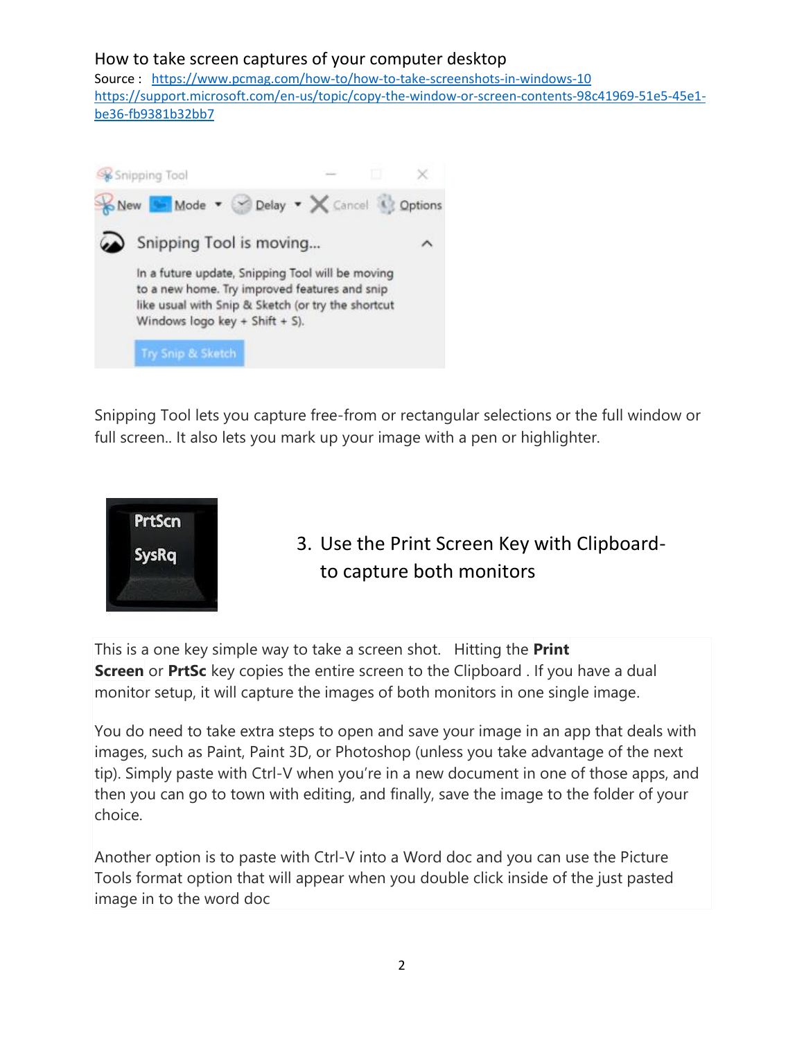How to take screen captures of your computer desktop

Source : https://www.pcmag.com/how-to/how-to-take-screenshots-in-windows-10
https://support.microsoft.com/en-us/topic/copy-the-window-or-screen-contents-98c41969-51e5-45e1-be36-fb9381b32bb7

Snipping Tool lets you capture free-from or rectangular selections or the full window or full screen.. It also lets you mark up your image with a pen or highlighter.

3. Use the Print Screen Key with Clipboard- to capture both monitors

This is a one key simple way to take a screen shot. Hitting the **Print Screen** or **PrtSc** key copies the entire screen to the Clipboard . If you have a dual monitor setup, it will capture the images of both monitors in one single image.

You do need to take extra steps to open and save your image in an app that deals with images, such as Paint, Paint 3D, or Photoshop (unless you take advantage of the next tip). Simply paste with Ctrl-V when you're in a new document in one of those apps, and then you can go to town with editing, and finally, save the image to the folder of your choice.

Another option is to paste with Ctrl-V into a Word doc and you can use the Picture Tools format option that will appear when you double click inside of the just pasted image in to the word doc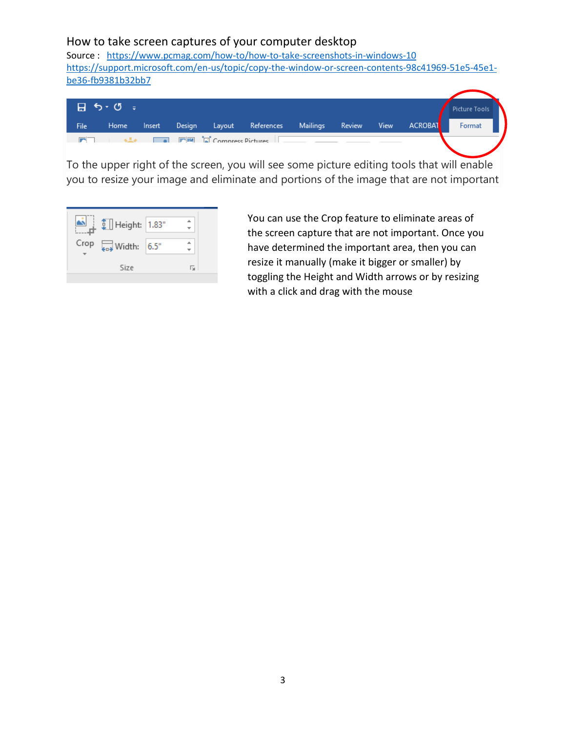How to take screen captures of your computer desktop

Source : https://www.pcmag.com/how-to/how-to-take-screenshots-in-windows-10
https://support.microsoft.com/en-us/topic/copy-the-window-or-screen-contents-98c41969-51e5-45e1-be36-fb9381b32bb7

To the upper right of the screen, you will see some picture editing tools that will enable you to resize your image and eliminate and portions of the image that are not important

You can use the Crop feature to eliminate areas of the screen capture that are not important. Once you have determined the important area, then you can resize it manually (make it bigger or smaller) by toggling the Height and Width arrows or by resizing with a click and drag with the mouse